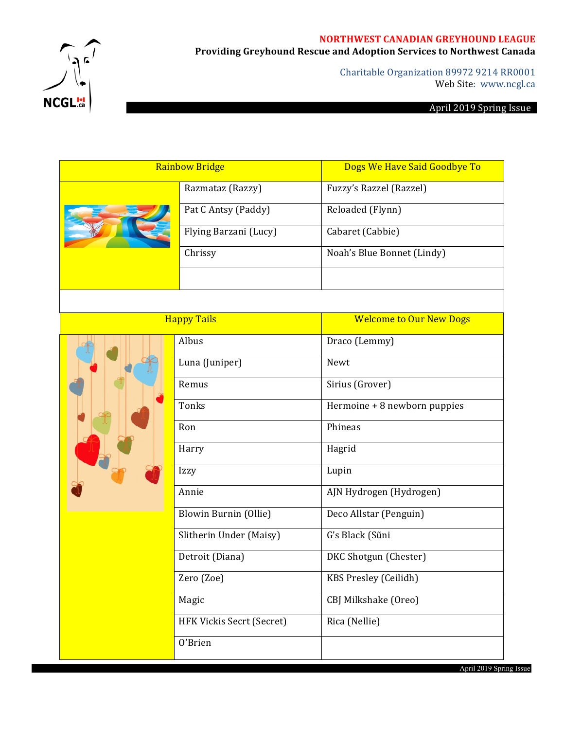**NORTHWEST CANADIAN GREYHOUND LEAGUE**
**Providing Greyhound Rescue and Adoption Services to Northwest Canada**

Charitable Organization 89972 9214 RR0001
Web Site: www.ncgl.ca

April 2019 Spring Issue

| Rainbow Bridge | Dogs We Have Said Goodbye To |
|---|---|
| Razmataz (Razzy) | Fuzzy's Razzel (Razzel) |
| Pat C Antsy (Paddy) | Reloaded (Flynn) |
| Flying Barzani (Lucy) | Cabaret (Cabbie) |
| Chrissy | Noah's Blue Bonnet (Lindy) |
| | |

| Happy Tails | Welcome to Our New Dogs |
|---|---|
| Albus | Draco (Lemmy) |
| Luna (Juniper) | Newt |
| Remus | Sirius (Grover) |
| Tonks | Hermoine + 8 newborn puppies |
| Ron | Phineas |
| Harry | Hagrid |
| Izzy | Lupin |
| Annie | AJN Hydrogen (Hydrogen) |
| Blowin Burnin (Ollie) | Deco Allstar (Penguin) |
| Slitherin Under (Maisy) | G's Black (Sũni |
| Detroit (Diana) | DKC Shotgun (Chester) |
| Zero (Zoe) | KBS Presley (Ceilidh) |
| Magic | CBJ Milkshake (Oreo) |
| HFK Vickis Secrt (Secret) | Rica (Nellie) |
| O'Brien | |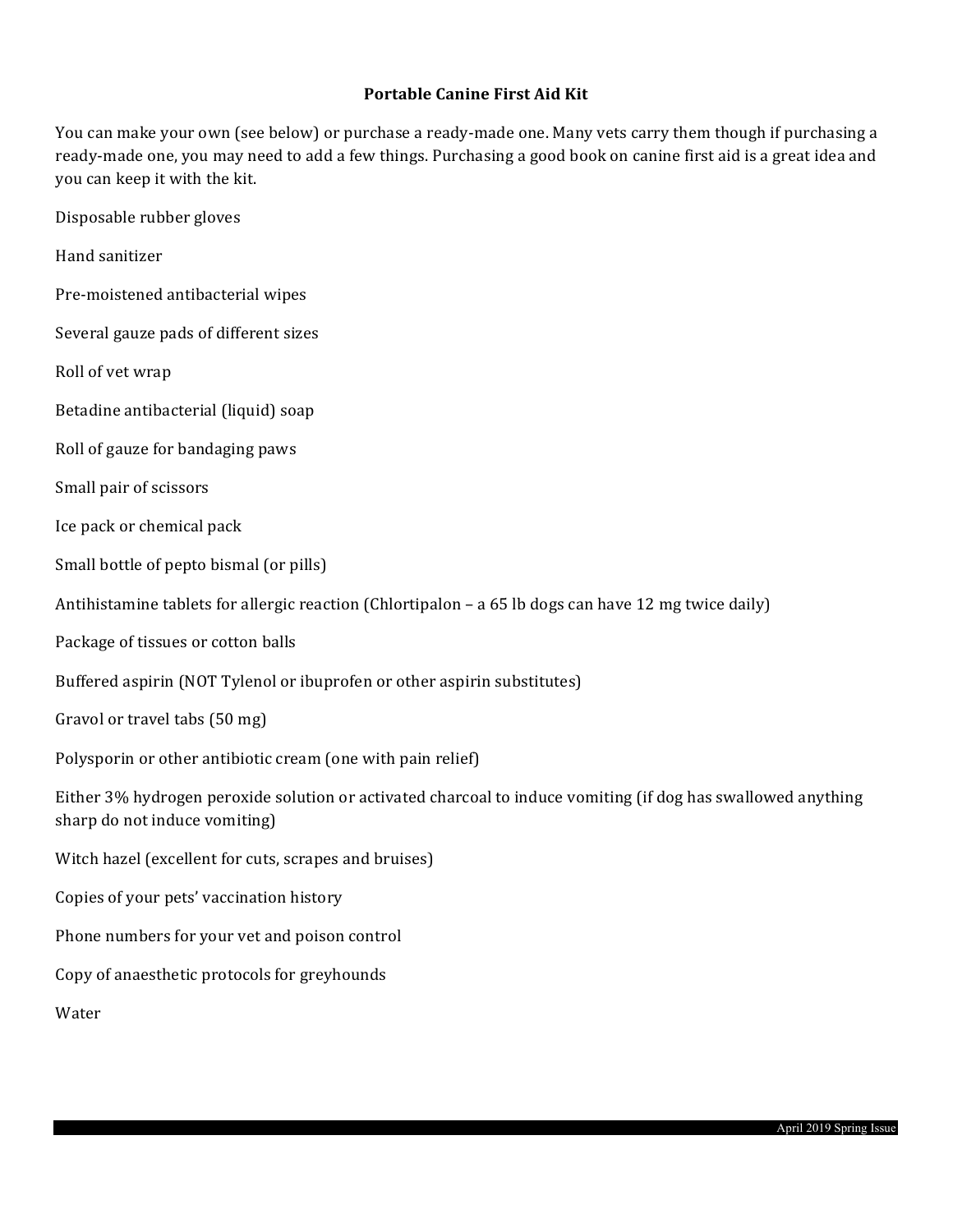**Portable Canine First Aid Kit**

You can make your own (see below) or purchase a ready-made one. Many vets carry them though if purchasing a ready-made one, you may need to add a few things. Purchasing a good book on canine first aid is a great idea and you can keep it with the kit.

Disposable rubber gloves

Hand sanitizer

Pre-moistened antibacterial wipes

Several gauze pads of different sizes

Roll of vet wrap

Betadine antibacterial (liquid) soap

Roll of gauze for bandaging paws

Small pair of scissors

Ice pack or chemical pack

Small bottle of pepto bismal (or pills)

Antihistamine tablets for allergic reaction (Chlortipalon – a 65 lb dogs can have 12 mg twice daily)

Package of tissues or cotton balls

Buffered aspirin (NOT Tylenol or ibuprofen or other aspirin substitutes)

Gravol or travel tabs (50 mg)

Polysporin or other antibiotic cream (one with pain relief)

Either 3% hydrogen peroxide solution or activated charcoal to induce vomiting (if dog has swallowed anything sharp do not induce vomiting)

Witch hazel (excellent for cuts, scrapes and bruises)

Copies of your pets' vaccination history

Phone numbers for your vet and poison control

Copy of anaesthetic protocols for greyhounds

Water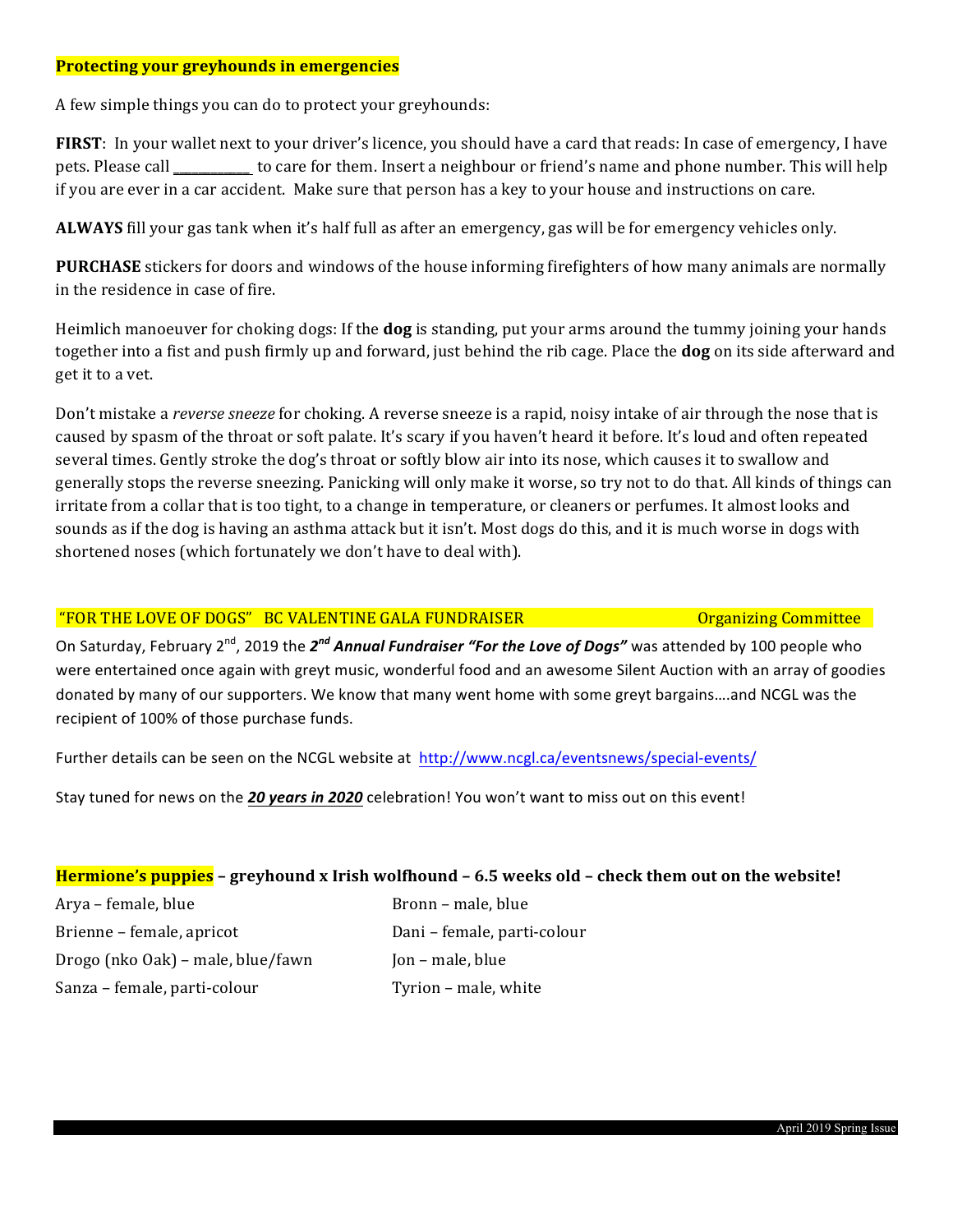## Protecting your greyhounds in emergencies

A few simple things you can do to protect your greyhounds:

**FIRST**: In your wallet next to your driver's licence, you should have a card that reads: In case of emergency, I have pets. Please call ___________ to care for them. Insert a neighbour or friend's name and phone number. This will help if you are ever in a car accident. Make sure that person has a key to your house and instructions on care.

**ALWAYS** fill your gas tank when it's half full as after an emergency, gas will be for emergency vehicles only.

**PURCHASE** stickers for doors and windows of the house informing firefighters of how many animals are normally in the residence in case of fire.

Heimlich manoeuver for choking dogs: If the **dog** is standing, put your arms around the tummy joining your hands together into a fist and push firmly up and forward, just behind the rib cage. Place the **dog** on its side afterward and get it to a vet.

Don't mistake a *reverse sneeze* for choking. A reverse sneeze is a rapid, noisy intake of air through the nose that is caused by spasm of the throat or soft palate. It's scary if you haven't heard it before. It's loud and often repeated several times. Gently stroke the dog's throat or softly blow air into its nose, which causes it to swallow and generally stops the reverse sneezing. Panicking will only make it worse, so try not to do that. All kinds of things can irritate from a collar that is too tight, to a change in temperature, or cleaners or perfumes. It almost looks and sounds as if the dog is having an asthma attack but it isn't. Most dogs do this, and it is much worse in dogs with shortened noses (which fortunately we don't have to deal with).

## "FOR THE LOVE OF DOGS" BC VALENTINE GALA FUNDRAISER

Organizing Committee

On Saturday, February 2nd, 2019 the ***2nd Annual Fundraiser "For the Love of Dogs"*** was attended by 100 people who were entertained once again with greyt music, wonderful food and an awesome Silent Auction with an array of goodies donated by many of our supporters. We know that many went home with some greyt bargains….and NCGL was the recipient of 100% of those purchase funds.

Further details can be seen on the NCGL website at http://www.ncgl.ca/eventsnews/special-events/

Stay tuned for news on the ***20 years in 2020*** celebration! You won't want to miss out on this event!

## Hermione's puppies – greyhound x Irish wolfhound – 6.5 weeks old – check them out on the website!

Arya – female, blue
Brienne – female, apricot
Drogo (nko Oak) – male, blue/fawn
Sanza – female, parti-colour
Bronn – male, blue
Dani – female, parti-colour
Jon – male, blue
Tyrion – male, white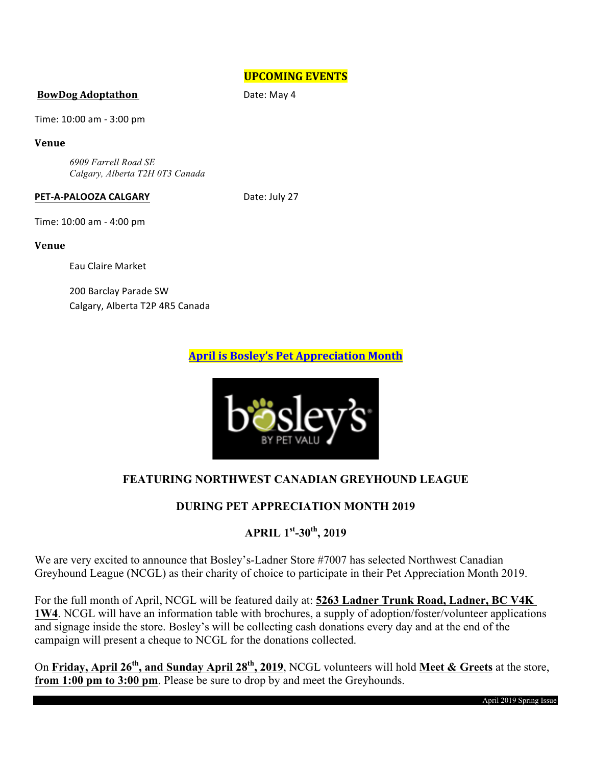## UPCOMING EVENTS

**BowDog Adoptathon** Date: May 4

Time: 10:00 am - 3:00 pm

**Venue**

*6909 Farrell Road SE*
*Calgary, Alberta T2H 0T3 Canada*

**PET-A-PALOOZA CALGARY** Date: July 27

Time: 10:00 am - 4:00 pm

**Venue**

Eau Claire Market

200 Barclay Parade SW
Calgary, Alberta T2P 4R5 Canada

## April is Bosley's Pet Appreciation Month

**FEATURING NORTHWEST CANADIAN GREYHOUND LEAGUE**

**DURING PET APPRECIATION MONTH 2019**

**APRIL 1st-30th, 2019**

We are very excited to announce that Bosley's-Ladner Store #7007 has selected Northwest Canadian Greyhound League (NCGL) as their charity of choice to participate in their Pet Appreciation Month 2019.

For the full month of April, NCGL will be featured daily at: **5263 Ladner Trunk Road, Ladner, BC V4K 1W4**. NCGL will have an information table with brochures, a supply of adoption/foster/volunteer applications and signage inside the store. Bosley's will be collecting cash donations every day and at the end of the campaign will present a cheque to NCGL for the donations collected.

On **Friday, April 26th, and Sunday April 28th, 2019**, NCGL volunteers will hold **Meet & Greets** at the store, **from 1:00 pm to 3:00 pm**. Please be sure to drop by and meet the Greyhounds.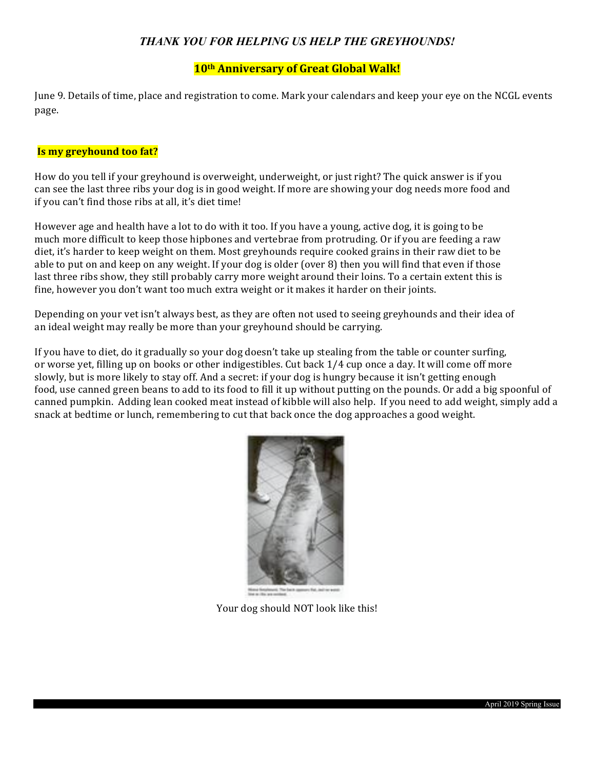*THANK YOU FOR HELPING US HELP THE GREYHOUNDS!*

## 10th Anniversary of Great Global Walk!

June 9. Details of time, place and registration to come. Mark your calendars and keep your eye on the NCGL events page.

## Is my greyhound too fat?

How do you tell if your greyhound is overweight, underweight, or just right? The quick answer is if you can see the last three ribs your dog is in good weight. If more are showing your dog needs more food and if you can't find those ribs at all, it's diet time!

However age and health have a lot to do with it too. If you have a young, active dog, it is going to be much more difficult to keep those hipbones and vertebrae from protruding. Or if you are feeding a raw diet, it's harder to keep weight on them. Most greyhounds require cooked grains in their raw diet to be able to put on and keep on any weight. If your dog is older (over 8) then you will find that even if those last three ribs show, they still probably carry more weight around their loins. To a certain extent this is fine, however you don't want too much extra weight or it makes it harder on their joints.

Depending on your vet isn't always best, as they are often not used to seeing greyhounds and their idea of an ideal weight may really be more than your greyhound should be carrying.

If you have to diet, do it gradually so your dog doesn't take up stealing from the table or counter surfing, or worse yet, filling up on books or other indigestibles. Cut back 1/4 cup once a day. It will come off more slowly, but is more likely to stay off. And a secret: if your dog is hungry because it isn't getting enough food, use canned green beans to add to its food to fill it up without putting on the pounds. Or add a big spoonful of canned pumpkin. Adding lean cooked meat instead of kibble will also help. If you need to add weight, simply add a snack at bedtime or lunch, remembering to cut that back once the dog approaches a good weight.

Your dog should NOT look like this!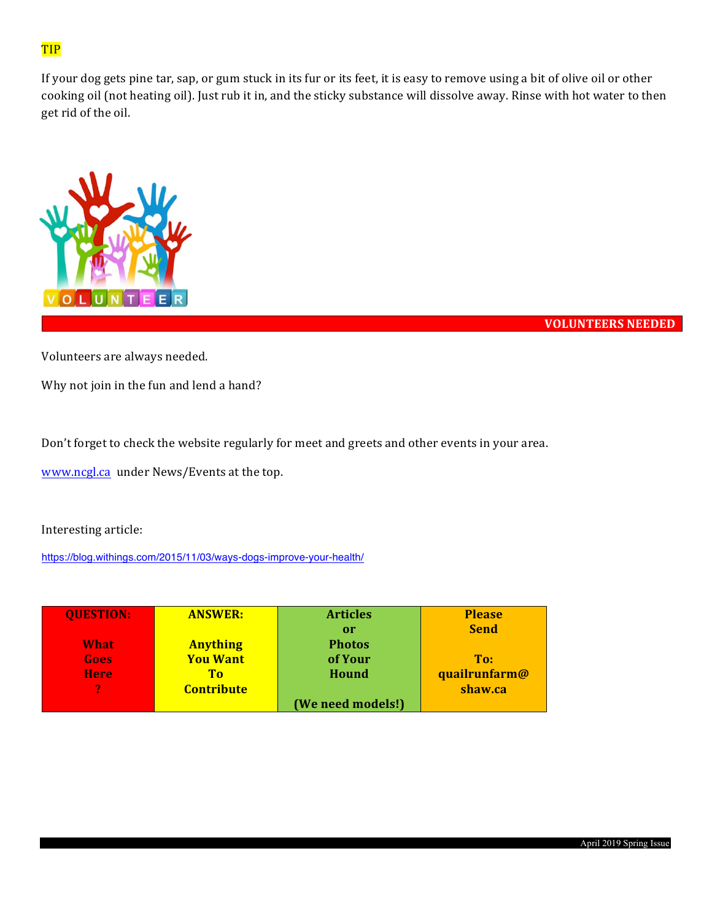TIP

If your dog gets pine tar, sap, or gum stuck in its fur or its feet, it is easy to remove using a bit of olive oil or other cooking oil (not heating oil). Just rub it in, and the sticky substance will dissolve away. Rinse with hot water to then get rid of the oil.

**VOLUNTEERS NEEDED**

Volunteers are always needed.

Why not join in the fun and lend a hand?

Don't forget to check the website regularly for meet and greets and other events in your area.

www.ncgl.ca under News/Events at the top.

Interesting article:

https://blog.withings.com/2015/11/03/ways-dogs-improve-your-health/

| | | | |
|---|---|---|---|
| **QUESTION:** **What Goes Here ?** | **ANSWER:** **Anything You Want To Contribute** | **Articles or Photos of Your Hound** **(We need models!)** | **Please Send** **To: quailrunfarm@shaw.ca** |